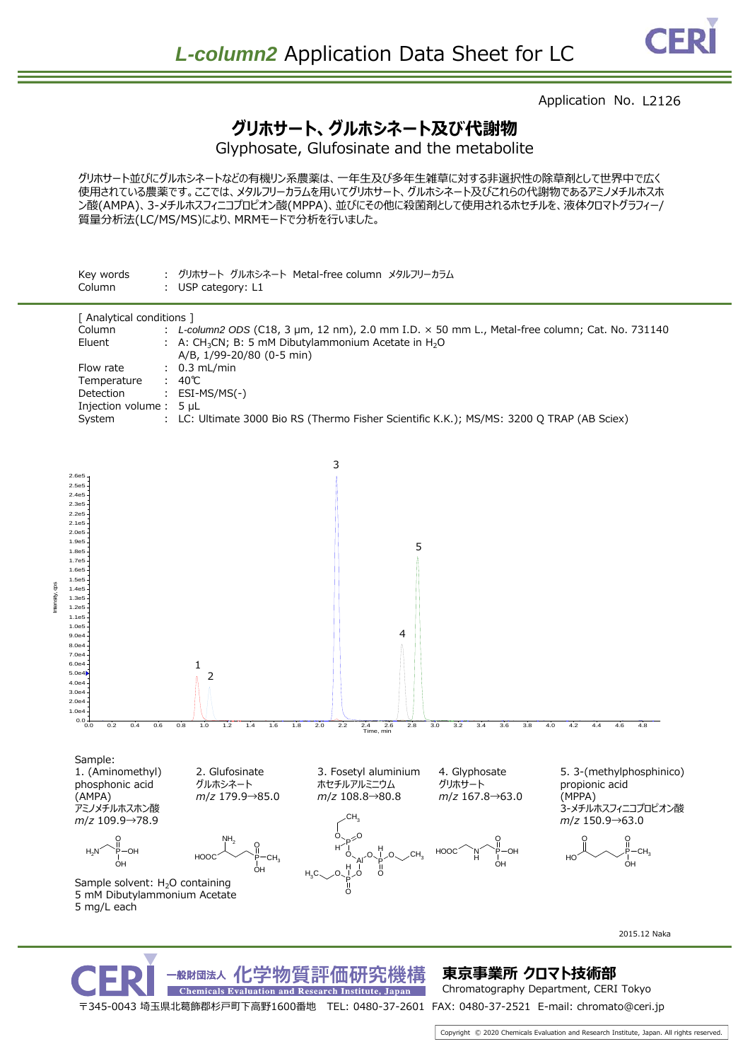# *L-column2* Application Data Sheet for LC

Application No. L2126

## グリホサート、グルホシネート及び代謝物

### Glyphosate, Glufosinate and the metabolite

グリホサート並びにグルホシネートなどの有機リン系農薬は、一年生及び多年生雑草に対する非選択性の除草剤として世界中で広く使用されている農薬です。ここでは、メタルフリーカラムを用いてグリホサート、グルホシネート及びこれらの代謝物であるアミノメチルホスホン酸(AMPA)、3-メチルホスフィニコプロピオン酸(MPPA)、並びにその他に殺菌剤として使用されるホセチルを、液体クロマトグラフィー/質量分析法(LC/MS/MS)により、MRMモードで分析を行いました。

Key words : グリホサート グルホシネート Metal-free column メタルフリーカラム
Column : USP category: L1

[ Analytical conditions ]

- Column : *L-column2 ODS* (C18, 3 μm, 12 nm), 2.0 mm I.D. × 50 mm L., Metal-free column; Cat. No. 731140
- Eluent : A: $CH_3CN$; B: 5 mM Dibutylammonium Acetate in $H_2O$
  A/B, 1/99-20/80 (0-5 min)
- Flow rate : 0.3 mL/min
- Temperature : 40℃
- Detection : ESI-MS/MS(-)
- Injection volume : 5 μL
- System : LC: Ultimate 3000 Bio RS (Thermo Fisher Scientific K.K.); MS/MS: 3200 Q TRAP (AB Sciex)

Sample:

1. (Aminomethyl) phosphonic acid (AMPA) アミノメチルホスホン酸 *m/z* 109.9→78.9
2. Glufosinate グルホシネート *m/z* 179.9→85.0
3. Fosetyl aluminium ホセチルアルミニウム *m/z* 108.8→80.8
4. Glyphosate グリホサート *m/z* 167.8→63.0
5. 3-(methylphosphinico) propionic acid (MPPA) 3-メチルホスフィニコプロピオン酸 *m/z* 150.9→63.0

Sample solvent: $H_2O$ containing 5 mM Dibutylammonium Acetate
5 mg/L each

2015.12 Naka

一般財団法人 化学物質評価研究機構
Chemicals Evaluation and Research Institute, Japan

東京事業所 クロマト技術部
Chromatography Department, CERI Tokyo

〒345-0043 埼玉県北葛飾郡杉戸町下高野1600番地 TEL: 0480-37-2601 FAX: 0480-37-2521 E-mail: chromato@ceri.jp

Copyright © 2020 Chemicals Evaluation and Research Institute, Japan. All rights reserved.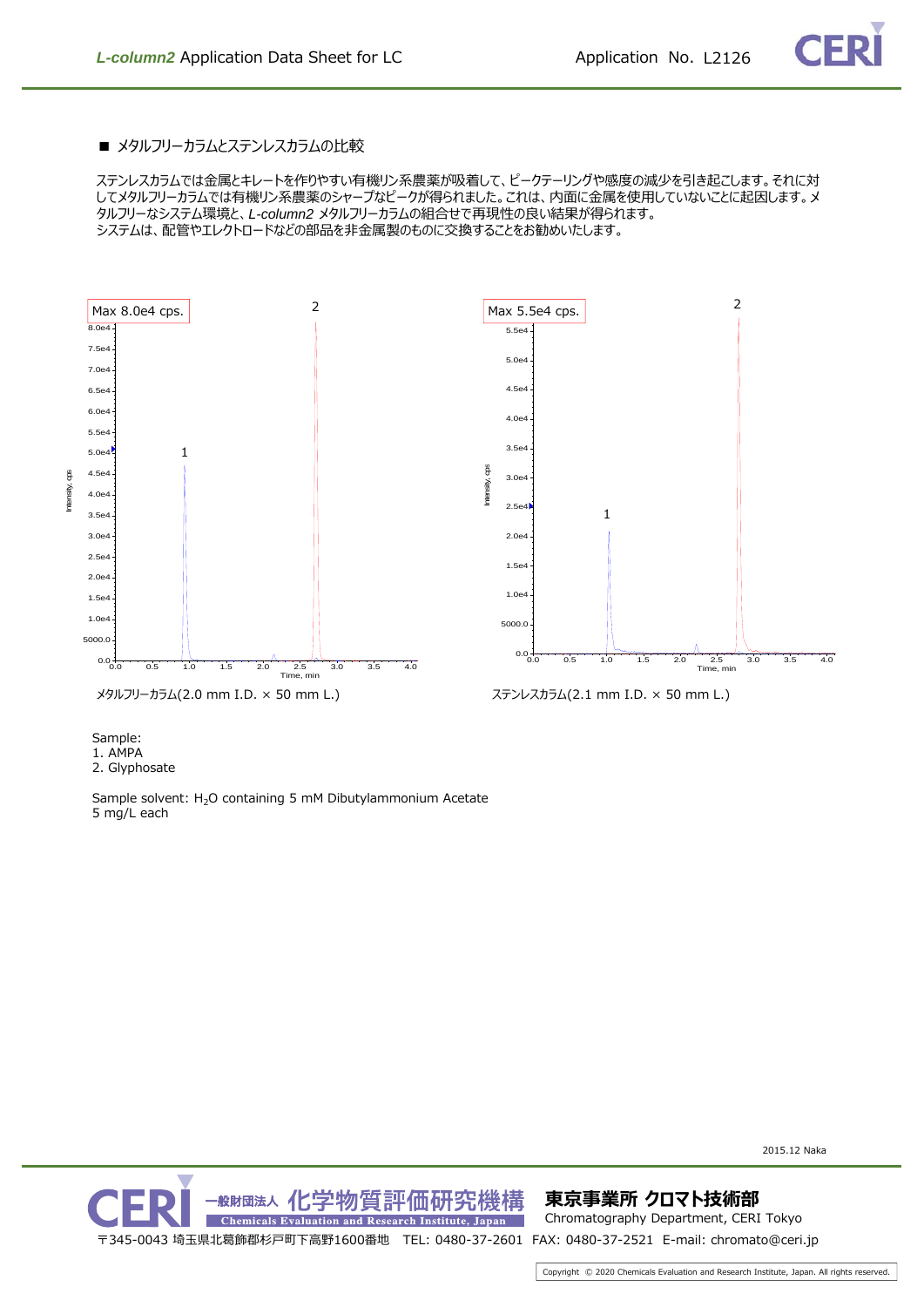■ メタルフリーカラムとステンレスカラムの比較

ステンレスカラムでは金属とキレートを作りやすい有機リン系農薬が吸着して、ピークテーリングや感度の減少を引き起こします。それに対してメタルフリーカラムでは有機リン系農薬のシャープなピークが得られました。これは、内面に金属を使用していないことに起因します。メタルフリーなシステム環境と、*L-column2* メタルフリーカラムの組合せで再現性の良い結果が得られます。
システムは、配管やエレクトロードなどの部品を非金属製のものに交換することをお勧めいたします。

Max 8.0e4 cps.

Intensity, cps

8.0e4
7.5e4
7.0e4
6.5e4
6.0e4
5.5e4
5.0e4
4.5e4
4.0e4
3.5e4
3.0e4
2.5e4
2.0e4
1.5e4
1.0e4
5000.0
0.0

1
2

0.0 0.5 1.0 1.5 2.0 2.5 3.0 3.5 4.0
Time, min

メタルフリーカラム(2.0 mm I.D. × 50 mm L.)

Max 5.5e4 cps.

Intensity, cps

5.5e4
5.0e4
4.5e4
4.0e4
3.5e4
3.0e4
2.5e4
2.0e4
1.5e4
1.0e4
5000.0
0.0

1
2

0.0 0.5 1.0 1.5 2.0 2.5 3.0 3.5 4.0
Time, min

ステンレスカラム(2.1 mm I.D. × 50 mm L.)

Sample:
1. AMPA
2. Glyphosate

Sample solvent: $H_2O$ containing 5 mM Dibutylammonium Acetate
5 mg/L each

2015.12 Naka